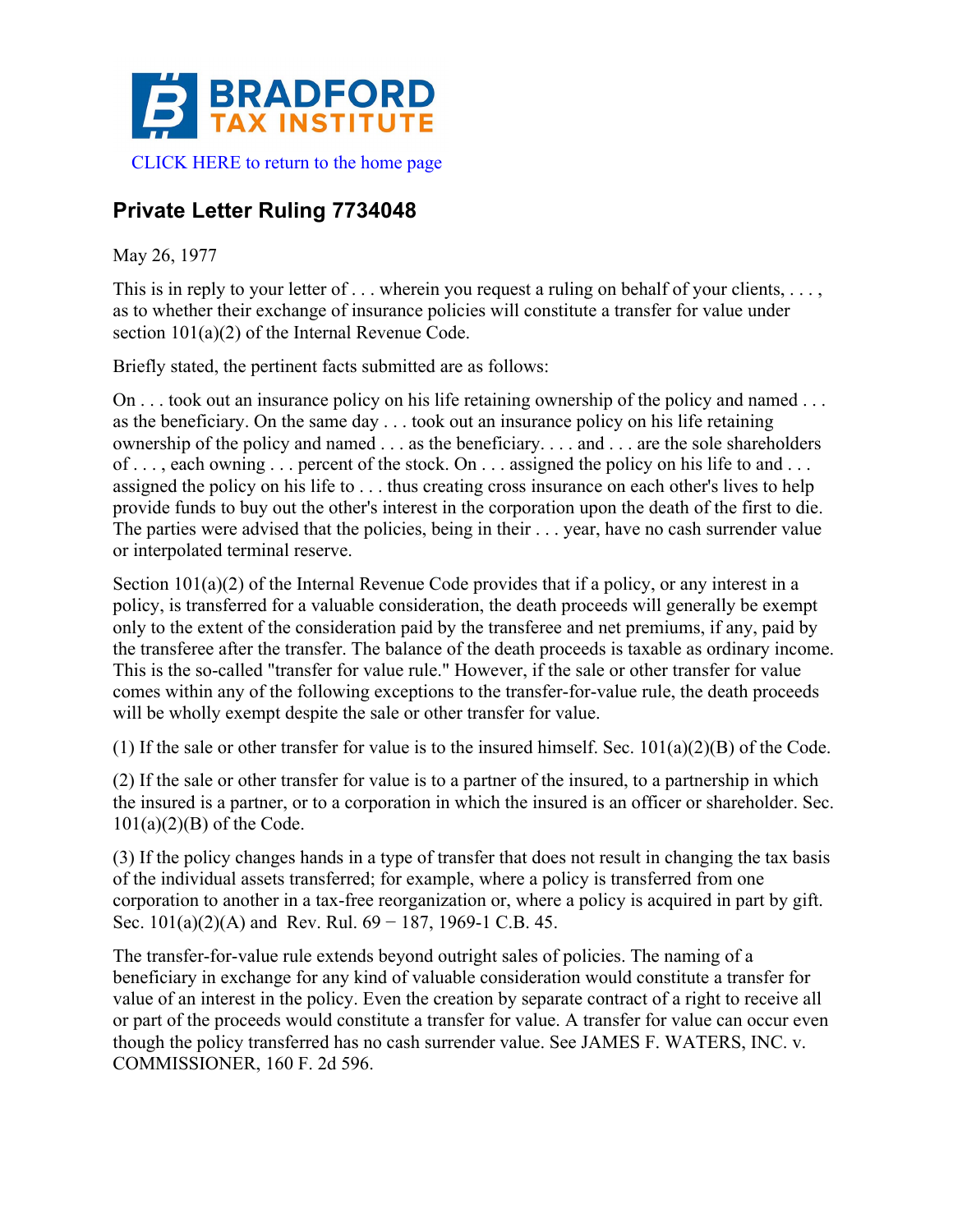BRADFORD TAX INSTITUTE

CLICK HERE to return to the home page

## Private Letter Ruling 7734048

May 26, 1977

This is in reply to your letter of . . . wherein you request a ruling on behalf of your clients, . . . , as to whether their exchange of insurance policies will constitute a transfer for value under section 101(a)(2) of the Internal Revenue Code.

Briefly stated, the pertinent facts submitted are as follows:

On . . . took out an insurance policy on his life retaining ownership of the policy and named . . . as the beneficiary. On the same day . . . took out an insurance policy on his life retaining ownership of the policy and named . . . as the beneficiary. . . . and . . . are the sole shareholders of . . . , each owning . . . percent of the stock. On . . . assigned the policy on his life to and . . . assigned the policy on his life to . . . thus creating cross insurance on each other's lives to help provide funds to buy out the other's interest in the corporation upon the death of the first to die. The parties were advised that the policies, being in their . . . year, have no cash surrender value or interpolated terminal reserve.

Section 101(a)(2) of the Internal Revenue Code provides that if a policy, or any interest in a policy, is transferred for a valuable consideration, the death proceeds will generally be exempt only to the extent of the consideration paid by the transferee and net premiums, if any, paid by the transferee after the transfer. The balance of the death proceeds is taxable as ordinary income. This is the so-called "transfer for value rule." However, if the sale or other transfer for value comes within any of the following exceptions to the transfer-for-value rule, the death proceeds will be wholly exempt despite the sale or other transfer for value.

(1) If the sale or other transfer for value is to the insured himself. Sec. 101(a)(2)(B) of the Code.

(2) If the sale or other transfer for value is to a partner of the insured, to a partnership in which the insured is a partner, or to a corporation in which the insured is an officer or shareholder. Sec. 101(a)(2)(B) of the Code.

(3) If the policy changes hands in a type of transfer that does not result in changing the tax basis of the individual assets transferred; for example, where a policy is transferred from one corporation to another in a tax-free reorganization or, where a policy is acquired in part by gift. Sec. 101(a)(2)(A) and Rev. Rul. 69 − 187, 1969-1 C.B. 45.

The transfer-for-value rule extends beyond outright sales of policies. The naming of a beneficiary in exchange for any kind of valuable consideration would constitute a transfer for value of an interest in the policy. Even the creation by separate contract of a right to receive all or part of the proceeds would constitute a transfer for value. A transfer for value can occur even though the policy transferred has no cash surrender value. See JAMES F. WATERS, INC. v. COMMISSIONER, 160 F. 2d 596.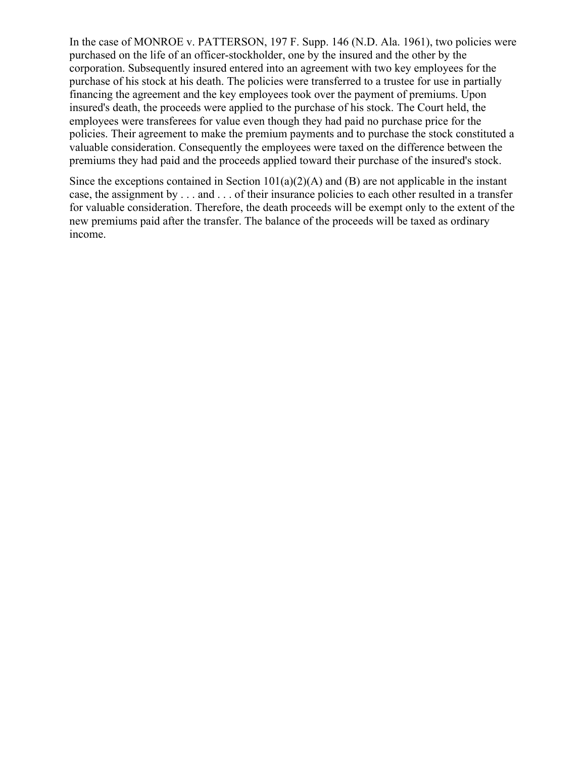In the case of MONROE v. PATTERSON, 197 F. Supp. 146 (N.D. Ala. 1961), two policies were purchased on the life of an officer-stockholder, one by the insured and the other by the corporation. Subsequently insured entered into an agreement with two key employees for the purchase of his stock at his death. The policies were transferred to a trustee for use in partially financing the agreement and the key employees took over the payment of premiums. Upon insured's death, the proceeds were applied to the purchase of his stock. The Court held, the employees were transferees for value even though they had paid no purchase price for the policies. Their agreement to make the premium payments and to purchase the stock constituted a valuable consideration. Consequently the employees were taxed on the difference between the premiums they had paid and the proceeds applied toward their purchase of the insured's stock.

Since the exceptions contained in Section 101(a)(2)(A) and (B) are not applicable in the instant case, the assignment by . . . and . . . of their insurance policies to each other resulted in a transfer for valuable consideration. Therefore, the death proceeds will be exempt only to the extent of the new premiums paid after the transfer. The balance of the proceeds will be taxed as ordinary income.